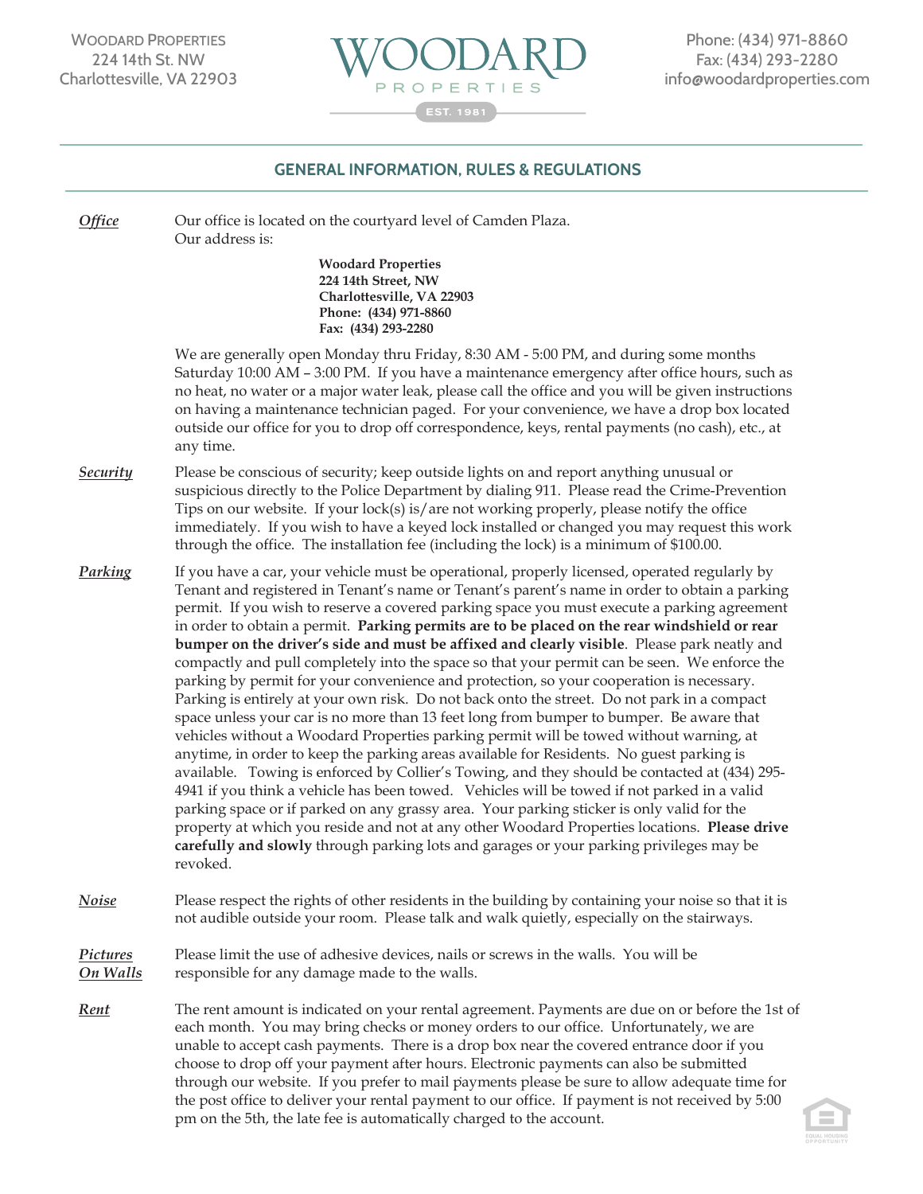Woodard Properties
224 14th St. NW
Charlottesville, VA 22903

**WOODARD PROPERTIES** EST. 1981

Phone: (434) 971-8860
Fax: (434) 293-2280
info@woodardproperties.com

## GENERAL INFORMATION, RULES & REGULATIONS

***Office***

Our office is located on the courtyard level of Camden Plaza.
Our address is:

**Woodard Properties**
**224 14th Street, NW**
**Charlottesville, VA 22903**
**Phone: (434) 971-8860**
**Fax: (434) 293-2280**

We are generally open Monday thru Friday, 8:30 AM - 5:00 PM, and during some months Saturday 10:00 AM – 3:00 PM. If you have a maintenance emergency after office hours, such as no heat, no water or a major water leak, please call the office and you will be given instructions on having a maintenance technician paged. For your convenience, we have a drop box located outside our office for you to drop off correspondence, keys, rental payments (no cash), etc., at any time.

***Security***

Please be conscious of security; keep outside lights on and report anything unusual or suspicious directly to the Police Department by dialing 911. Please read the Crime-Prevention Tips on our website. If your lock(s) is/are not working properly, please notify the office immediately. If you wish to have a keyed lock installed or changed you may request this work through the office. The installation fee (including the lock) is a minimum of $100.00.

***Parking***

If you have a car, your vehicle must be operational, properly licensed, operated regularly by Tenant and registered in Tenant's name or Tenant's parent's name in order to obtain a parking permit. If you wish to reserve a covered parking space you must execute a parking agreement in order to obtain a permit. **Parking permits are to be placed on the rear windshield or rear bumper on the driver's side and must be affixed and clearly visible**. Please park neatly and compactly and pull completely into the space so that your permit can be seen. We enforce the parking by permit for your convenience and protection, so your cooperation is necessary. Parking is entirely at your own risk. Do not back onto the street. Do not park in a compact space unless your car is no more than 13 feet long from bumper to bumper. Be aware that vehicles without a Woodard Properties parking permit will be towed without warning, at anytime, in order to keep the parking areas available for Residents. No guest parking is available. Towing is enforced by Collier's Towing, and they should be contacted at (434) 295-4941 if you think a vehicle has been towed. Vehicles will be towed if not parked in a valid parking space or if parked on any grassy area. Your parking sticker is only valid for the property at which you reside and not at any other Woodard Properties locations. **Please drive carefully and slowly** through parking lots and garages or your parking privileges may be revoked.

***Noise***

Please respect the rights of other residents in the building by containing your noise so that it is not audible outside your room. Please talk and walk quietly, especially on the stairways.

***Pictures On Walls***

Please limit the use of adhesive devices, nails or screws in the walls. You will be responsible for any damage made to the walls.

***Rent***

The rent amount is indicated on your rental agreement. Payments are due on or before the 1st of each month. You may bring checks or money orders to our office. Unfortunately, we are unable to accept cash payments. There is a drop box near the covered entrance door if you choose to drop off your payment after hours. Electronic payments can also be submitted through our website. If you prefer to mail payments please be sure to allow adequate time for the post office to deliver your rental payment to our office. If payment is not received by 5:00 pm on the 5th, the late fee is automatically charged to the account.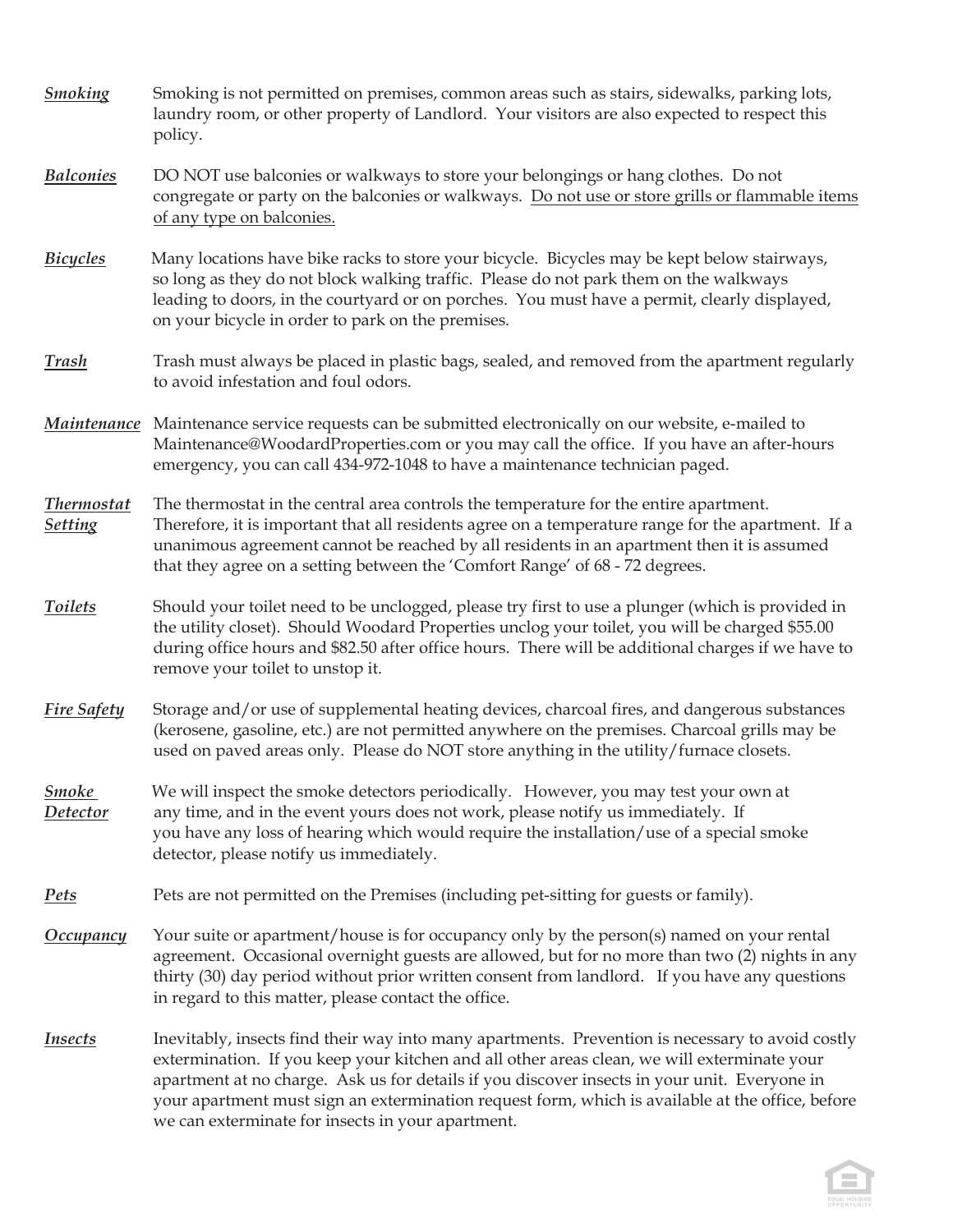***Smoking*** Smoking is not permitted on premises, common areas such as stairs, sidewalks, parking lots, laundry room, or other property of Landlord. Your visitors are also expected to respect this policy.

***Balconies*** DO NOT use balconies or walkways to store your belongings or hang clothes. Do not congregate or party on the balconies or walkways. <u>Do not use or store grills or flammable items of any type on balconies.</u>

***Bicycles*** Many locations have bike racks to store your bicycle. Bicycles may be kept below stairways, so long as they do not block walking traffic. Please do not park them on the walkways leading to doors, in the courtyard or on porches. You must have a permit, clearly displayed, on your bicycle in order to park on the premises.

***Trash*** Trash must always be placed in plastic bags, sealed, and removed from the apartment regularly to avoid infestation and foul odors.

***Maintenance*** Maintenance service requests can be submitted electronically on our website, e-mailed to Maintenance@WoodardProperties.com or you may call the office. If you have an after-hours emergency, you can call 434-972-1048 to have a maintenance technician paged.

***Thermostat Setting*** The thermostat in the central area controls the temperature for the entire apartment. Therefore, it is important that all residents agree on a temperature range for the apartment. If a unanimous agreement cannot be reached by all residents in an apartment then it is assumed that they agree on a setting between the 'Comfort Range' of 68 - 72 degrees.

***Toilets*** Should your toilet need to be unclogged, please try first to use a plunger (which is provided in the utility closet). Should Woodard Properties unclog your toilet, you will be charged $55.00 during office hours and $82.50 after office hours. There will be additional charges if we have to remove your toilet to unstop it.

***Fire Safety*** Storage and/or use of supplemental heating devices, charcoal fires, and dangerous substances (kerosene, gasoline, etc.) are not permitted anywhere on the premises. Charcoal grills may be used on paved areas only. Please do NOT store anything in the utility/furnace closets.

***Smoke Detector*** We will inspect the smoke detectors periodically. However, you may test your own at any time, and in the event yours does not work, please notify us immediately. If you have any loss of hearing which would require the installation/use of a special smoke detector, please notify us immediately.

***Pets*** Pets are not permitted on the Premises (including pet-sitting for guests or family).

***Occupancy*** Your suite or apartment/house is for occupancy only by the person(s) named on your rental agreement. Occasional overnight guests are allowed, but for no more than two (2) nights in any thirty (30) day period without prior written consent from landlord. If you have any questions in regard to this matter, please contact the office.

***Insects*** Inevitably, insects find their way into many apartments. Prevention is necessary to avoid costly extermination. If you keep your kitchen and all other areas clean, we will exterminate your apartment at no charge. Ask us for details if you discover insects in your unit. Everyone in your apartment must sign an extermination request form, which is available at the office, before we can exterminate for insects in your apartment.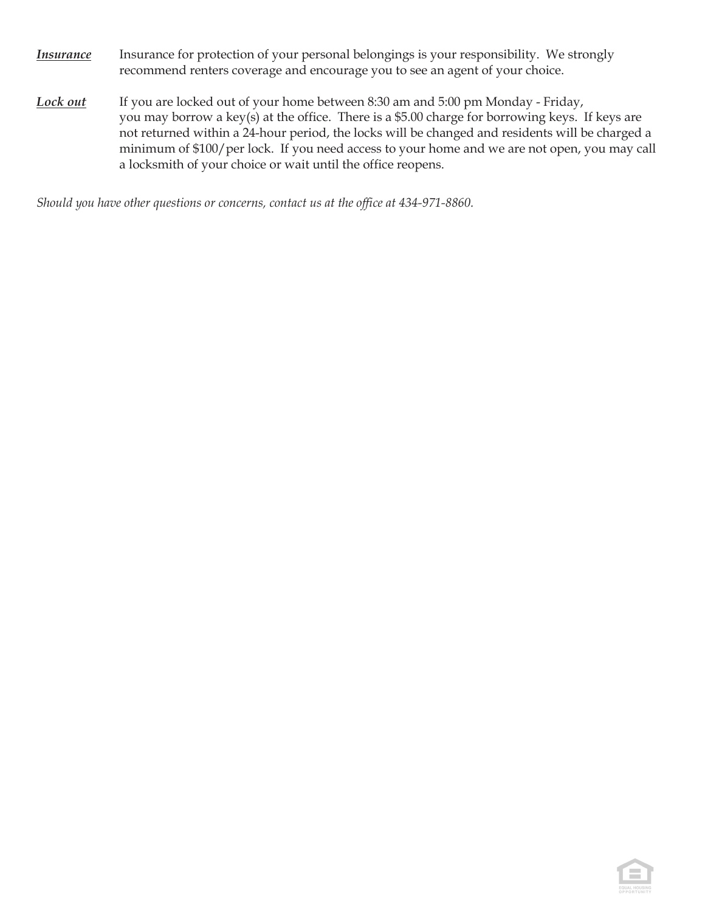***Insurance*** Insurance for protection of your personal belongings is your responsibility. We strongly recommend renters coverage and encourage you to see an agent of your choice.

***Lock out*** If you are locked out of your home between 8:30 am and 5:00 pm Monday - Friday, you may borrow a key(s) at the office. There is a $5.00 charge for borrowing keys. If keys are not returned within a 24-hour period, the locks will be changed and residents will be charged a minimum of $100/per lock. If you need access to your home and we are not open, you may call a locksmith of your choice or wait until the office reopens.

*Should you have other questions or concerns, contact us at the office at 434-971-8860.*